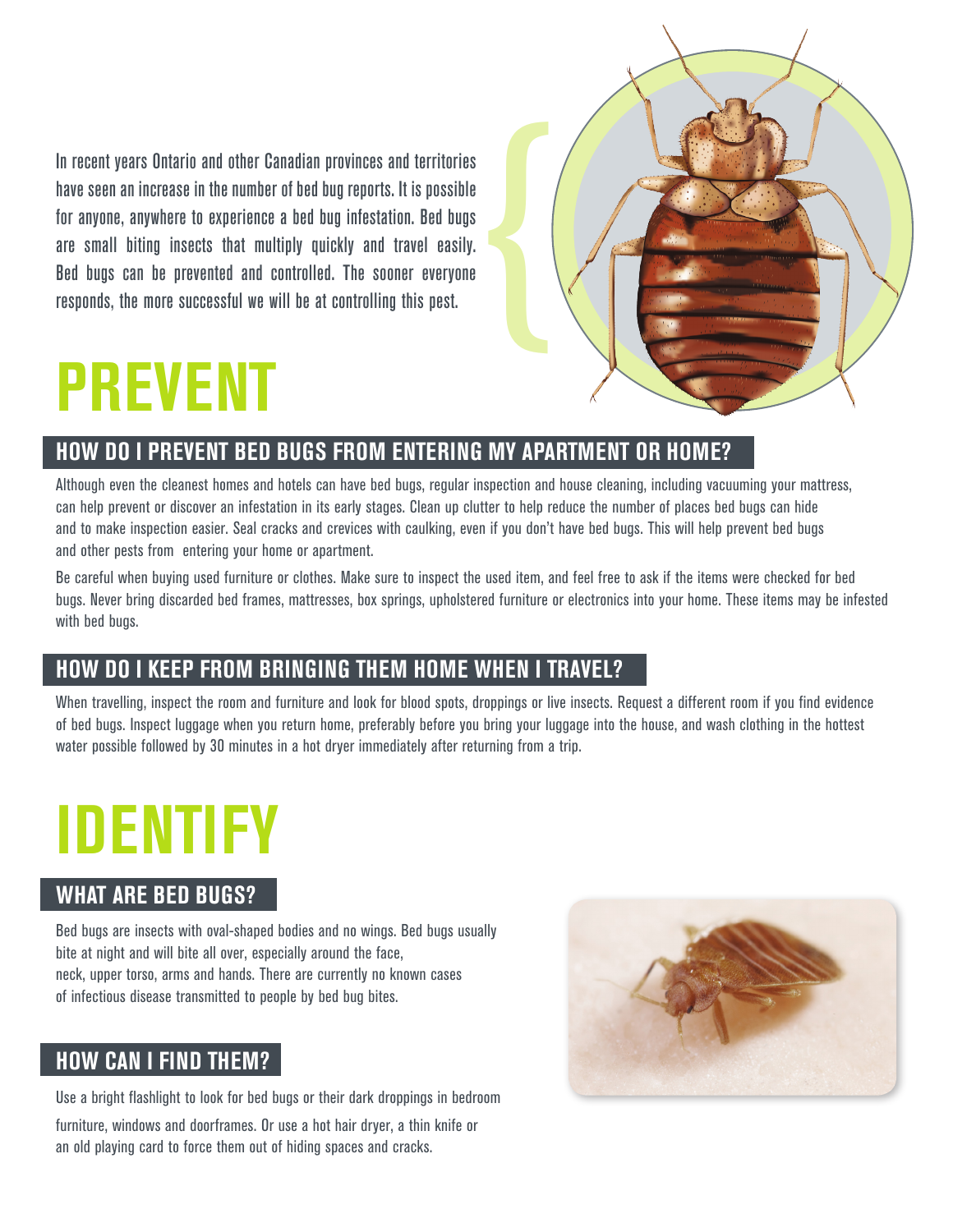In recent years Ontario and other Canadian provinces and territories have seen an increase in the number of bed bug reports. It is possible for anyone, anywhere to experience a bed bug infestation. Bed bugs are small biting insects that multiply quickly and travel easily. Bed bugs can be prevented and controlled. The sooner everyone responds, the more successful we will be at controlling this pest.

# PREVENT

## HOW DO I PREVENT BED BUGS FROM ENTERING MY APARTMENT OR HOME?

Although even the cleanest homes and hotels can have bed bugs, regular inspection and house cleaning, including vacuuming your mattress, can help prevent or discover an infestation in its early stages. Clean up clutter to help reduce the number of places bed bugs can hide and to make inspection easier. Seal cracks and crevices with caulking, even if you don't have bed bugs. This will help prevent bed bugs and other pests from entering your home or apartment.

Be careful when buying used furniture or clothes. Make sure to inspect the used item, and feel free to ask if the items were checked for bed bugs. Never bring discarded bed frames, mattresses, box springs, upholstered furniture or electronics into your home. These items may be infested with bed bugs.

## HOW DO I KEEP FROM BRINGING THEM HOME WHEN I TRAVEL?

When travelling, inspect the room and furniture and look for blood spots, droppings or live insects. Request a different room if you find evidence of bed bugs. Inspect luggage when you return home, preferably before you bring your luggage into the house, and wash clothing in the hottest water possible followed by 30 minutes in a hot dryer immediately after returning from a trip.

# IDENTIFY

## WHAT ARE BED BUGS?

Bed bugs are insects with oval-shaped bodies and no wings. Bed bugs usually bite at night and will bite all over, especially around the face, neck, upper torso, arms and hands. There are currently no known cases of infectious disease transmitted to people by bed bug bites.

## HOW CAN I FIND THEM?

Use a bright flashlight to look for bed bugs or their dark droppings in bedroom furniture, windows and doorframes. Or use a hot hair dryer, a thin knife or an old playing card to force them out of hiding spaces and cracks.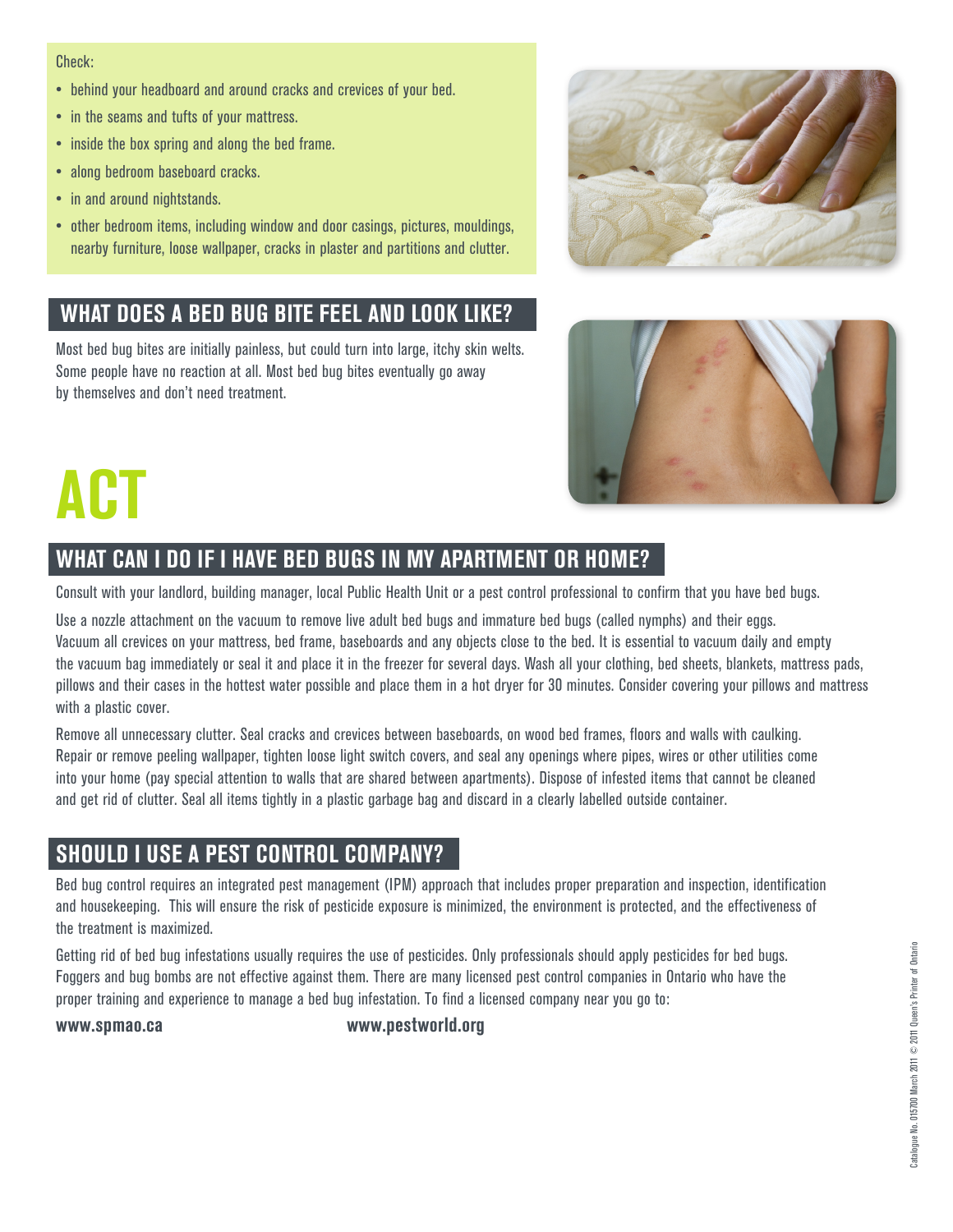Check:

- behind your headboard and around cracks and crevices of your bed.
- in the seams and tufts of your mattress.
- inside the box spring and along the bed frame.
- along bedroom baseboard cracks.
- in and around nightstands.
- other bedroom items, including window and door casings, pictures, mouldings, nearby furniture, loose wallpaper, cracks in plaster and partitions and clutter.

## WHAT DOES A BED BUG BITE FEEL AND LOOK LIKE?

Most bed bug bites are initially painless, but could turn into large, itchy skin welts. Some people have no reaction at all. Most bed bug bites eventually go away by themselves and don't need treatment.

# ACT

## WHAT CAN I DO IF I HAVE BED BUGS IN MY APARTMENT OR HOME?

Consult with your landlord, building manager, local Public Health Unit or a pest control professional to confirm that you have bed bugs.

Use a nozzle attachment on the vacuum to remove live adult bed bugs and immature bed bugs (called nymphs) and their eggs. Vacuum all crevices on your mattress, bed frame, baseboards and any objects close to the bed. It is essential to vacuum daily and empty the vacuum bag immediately or seal it and place it in the freezer for several days. Wash all your clothing, bed sheets, blankets, mattress pads, pillows and their cases in the hottest water possible and place them in a hot dryer for 30 minutes. Consider covering your pillows and mattress with a plastic cover.

Remove all unnecessary clutter. Seal cracks and crevices between baseboards, on wood bed frames, floors and walls with caulking. Repair or remove peeling wallpaper, tighten loose light switch covers, and seal any openings where pipes, wires or other utilities come into your home (pay special attention to walls that are shared between apartments). Dispose of infested items that cannot be cleaned and get rid of clutter. Seal all items tightly in a plastic garbage bag and discard in a clearly labelled outside container.

## SHOULD I USE A PEST CONTROL COMPANY?

Bed bug control requires an integrated pest management (IPM) approach that includes proper preparation and inspection, identification and housekeeping. This will ensure the risk of pesticide exposure is minimized, the environment is protected, and the effectiveness of the treatment is maximized.

Getting rid of bed bug infestations usually requires the use of pesticides. Only professionals should apply pesticides for bed bugs. Foggers and bug bombs are not effective against them. There are many licensed pest control companies in Ontario who have the proper training and experience to manage a bed bug infestation. To find a licensed company near you go to:

**www.spmao.ca** **www.pestworld.org**

Catalogue No. 015700 March 2011 © 2011 Queen's Printer of Ontario